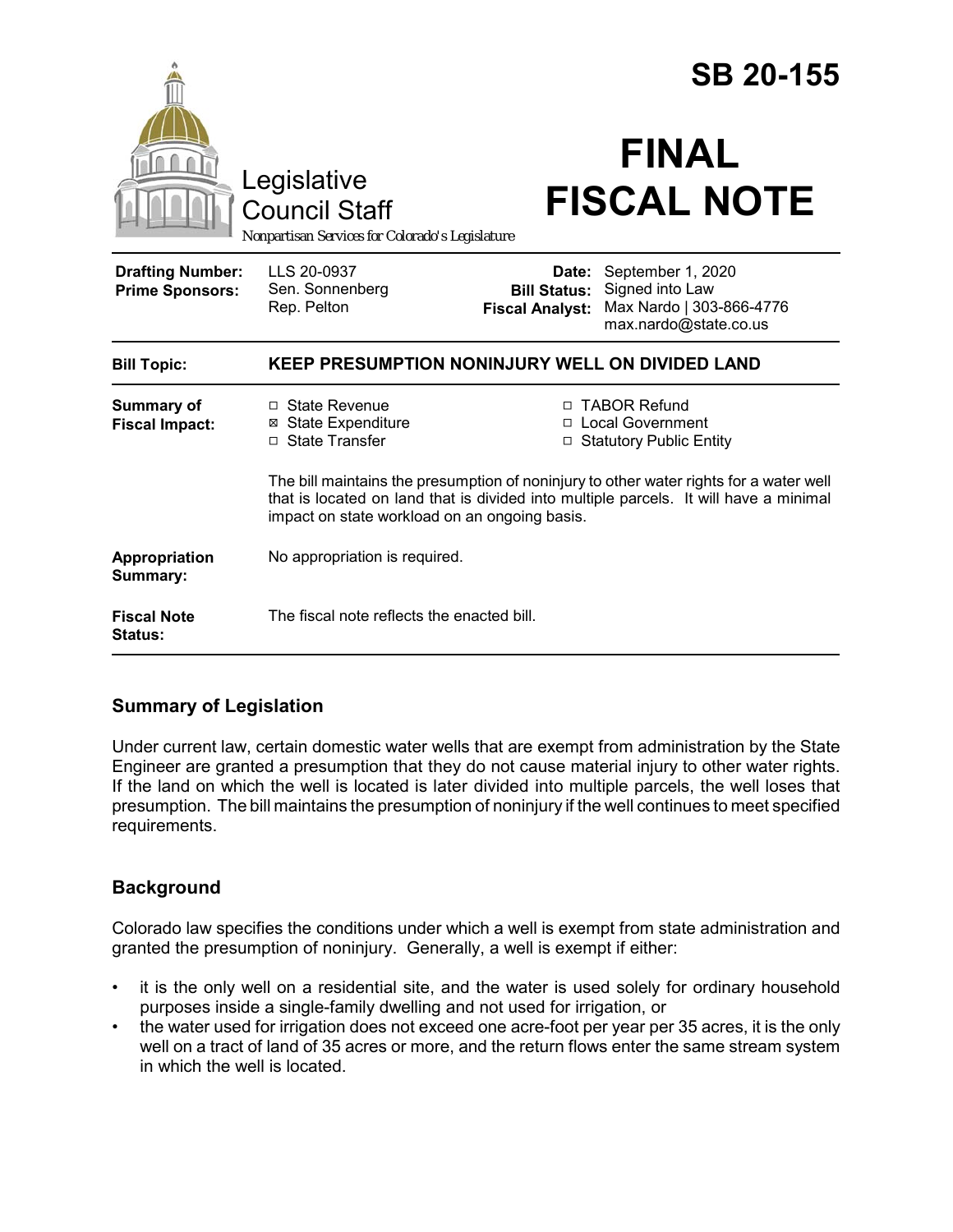# SB 20-155

Legislative Council Staff

*Nonpartisan Services for Colorado's Legislature*

# FINAL FISCAL NOTE

| | | | |
|---|---|---|---|
| **Drafting Number:** | LLS 20-0937 | **Date:** | September 1, 2020 |
| **Prime Sponsors:** | Sen. Sonnenberg<br>Rep. Pelton | **Bill Status:** | Signed into Law |
| | | **Fiscal Analyst:** | Max Nardo \| 303-866-4776<br>max.nardo@state.co.us |

| | |
|---|---|
| **Bill Topic:** | **KEEP PRESUMPTION NONINJURY WELL ON DIVIDED LAND** |
| **Summary of Fiscal Impact:** | ☐ State Revenue<br>☒ State Expenditure<br>☐ State Transfer<br>☐ TABOR Refund<br>☐ Local Government<br>☐ Statutory Public Entity<br><br>The bill maintains the presumption of noninjury to other water rights for a water well that is located on land that is divided into multiple parcels. It will have a minimal impact on state workload on an ongoing basis. |
| **Appropriation Summary:** | No appropriation is required. |
| **Fiscal Note Status:** | The fiscal note reflects the enacted bill. |

## Summary of Legislation

Under current law, certain domestic water wells that are exempt from administration by the State Engineer are granted a presumption that they do not cause material injury to other water rights. If the land on which the well is located is later divided into multiple parcels, the well loses that presumption. The bill maintains the presumption of noninjury if the well continues to meet specified requirements.

## Background

Colorado law specifies the conditions under which a well is exempt from state administration and granted the presumption of noninjury. Generally, a well is exempt if either:

- it is the only well on a residential site, and the water is used solely for ordinary household purposes inside a single-family dwelling and not used for irrigation, or
- the water used for irrigation does not exceed one acre-foot per year per 35 acres, it is the only well on a tract of land of 35 acres or more, and the return flows enter the same stream system in which the well is located.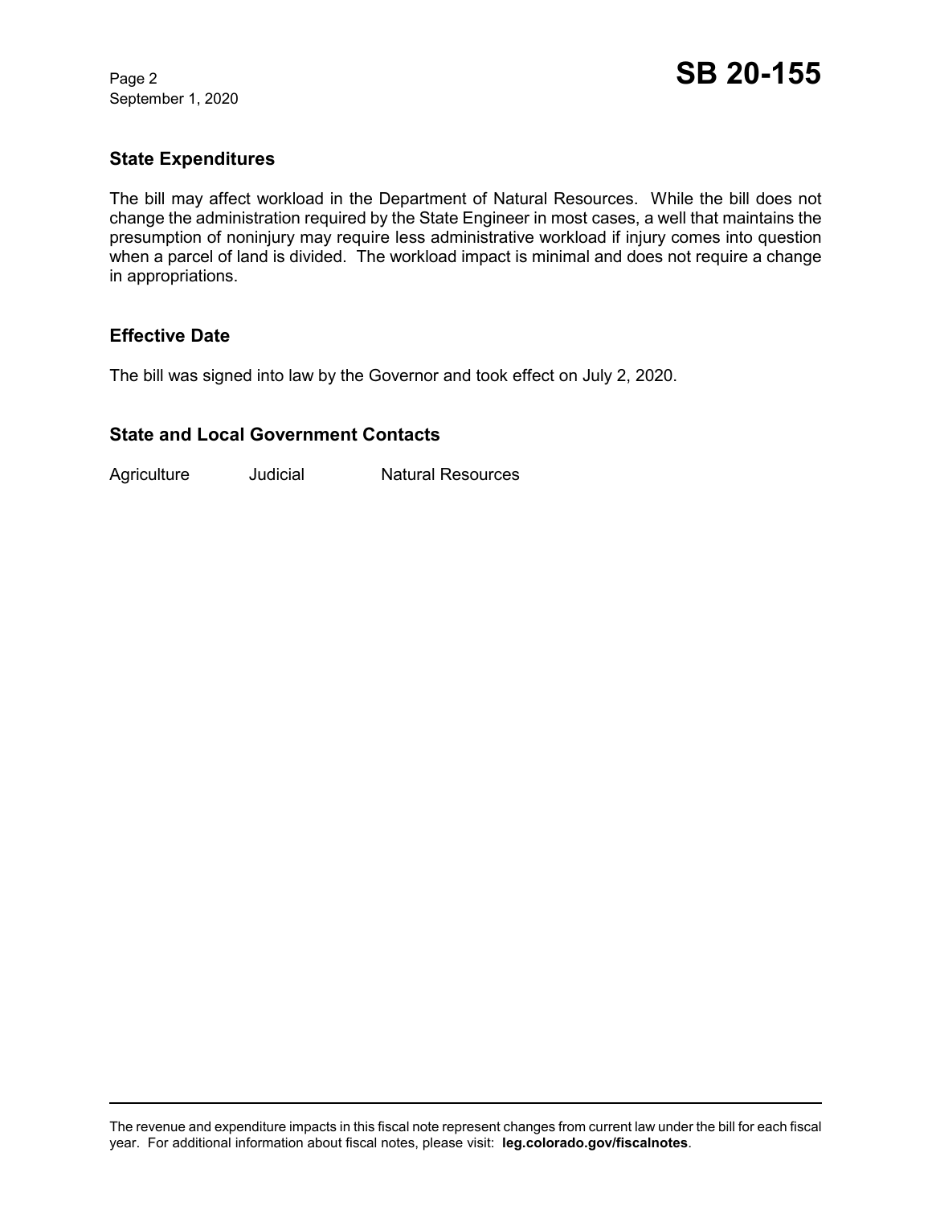## State Expenditures

The bill may affect workload in the Department of Natural Resources. While the bill does not change the administration required by the State Engineer in most cases, a well that maintains the presumption of noninjury may require less administrative workload if injury comes into question when a parcel of land is divided. The workload impact is minimal and does not require a change in appropriations.

## Effective Date

The bill was signed into law by the Governor and took effect on July 2, 2020.

## State and Local Government Contacts

Agriculture Judicial Natural Resources

The revenue and expenditure impacts in this fiscal note represent changes from current law under the bill for each fiscal year. For additional information about fiscal notes, please visit: **leg.colorado.gov/fiscalnotes**.